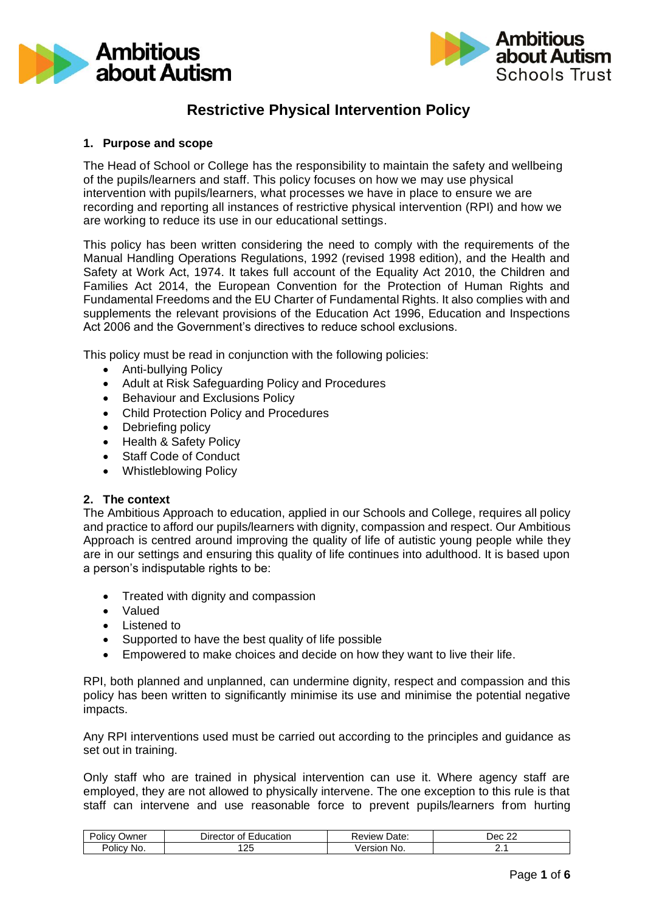Ambitious about Autism

Ambitious about Autism Schools Trust

# Restrictive Physical Intervention Policy

## 1. Purpose and scope

The Head of School or College has the responsibility to maintain the safety and wellbeing of the pupils/learners and staff. This policy focuses on how we may use physical intervention with pupils/learners, what processes we have in place to ensure we are recording and reporting all instances of restrictive physical intervention (RPI) and how we are working to reduce its use in our educational settings.

This policy has been written considering the need to comply with the requirements of the Manual Handling Operations Regulations, 1992 (revised 1998 edition), and the Health and Safety at Work Act, 1974. It takes full account of the Equality Act 2010, the Children and Families Act 2014, the European Convention for the Protection of Human Rights and Fundamental Freedoms and the EU Charter of Fundamental Rights. It also complies with and supplements the relevant provisions of the Education Act 1996, Education and Inspections Act 2006 and the Government's directives to reduce school exclusions.

This policy must be read in conjunction with the following policies:

- Anti-bullying Policy
- Adult at Risk Safeguarding Policy and Procedures
- Behaviour and Exclusions Policy
- Child Protection Policy and Procedures
- Debriefing policy
- Health & Safety Policy
- Staff Code of Conduct
- Whistleblowing Policy

## 2. The context

The Ambitious Approach to education, applied in our Schools and College, requires all policy and practice to afford our pupils/learners with dignity, compassion and respect. Our Ambitious Approach is centred around improving the quality of life of autistic young people while they are in our settings and ensuring this quality of life continues into adulthood. It is based upon a person's indisputable rights to be:

- Treated with dignity and compassion
- Valued
- Listened to
- Supported to have the best quality of life possible
- Empowered to make choices and decide on how they want to live their life.

RPI, both planned and unplanned, can undermine dignity, respect and compassion and this policy has been written to significantly minimise its use and minimise the potential negative impacts.

Any RPI interventions used must be carried out according to the principles and guidance as set out in training.

Only staff who are trained in physical intervention can use it. Where agency staff are employed, they are not allowed to physically intervene. The one exception to this rule is that staff can intervene and use reasonable force to prevent pupils/learners from hurting

| Policy Owner | Director of Education | Review Date: | Dec 22 |
|---|---|---|---|
| Policy No. | 125 | Version No. | 2.1 |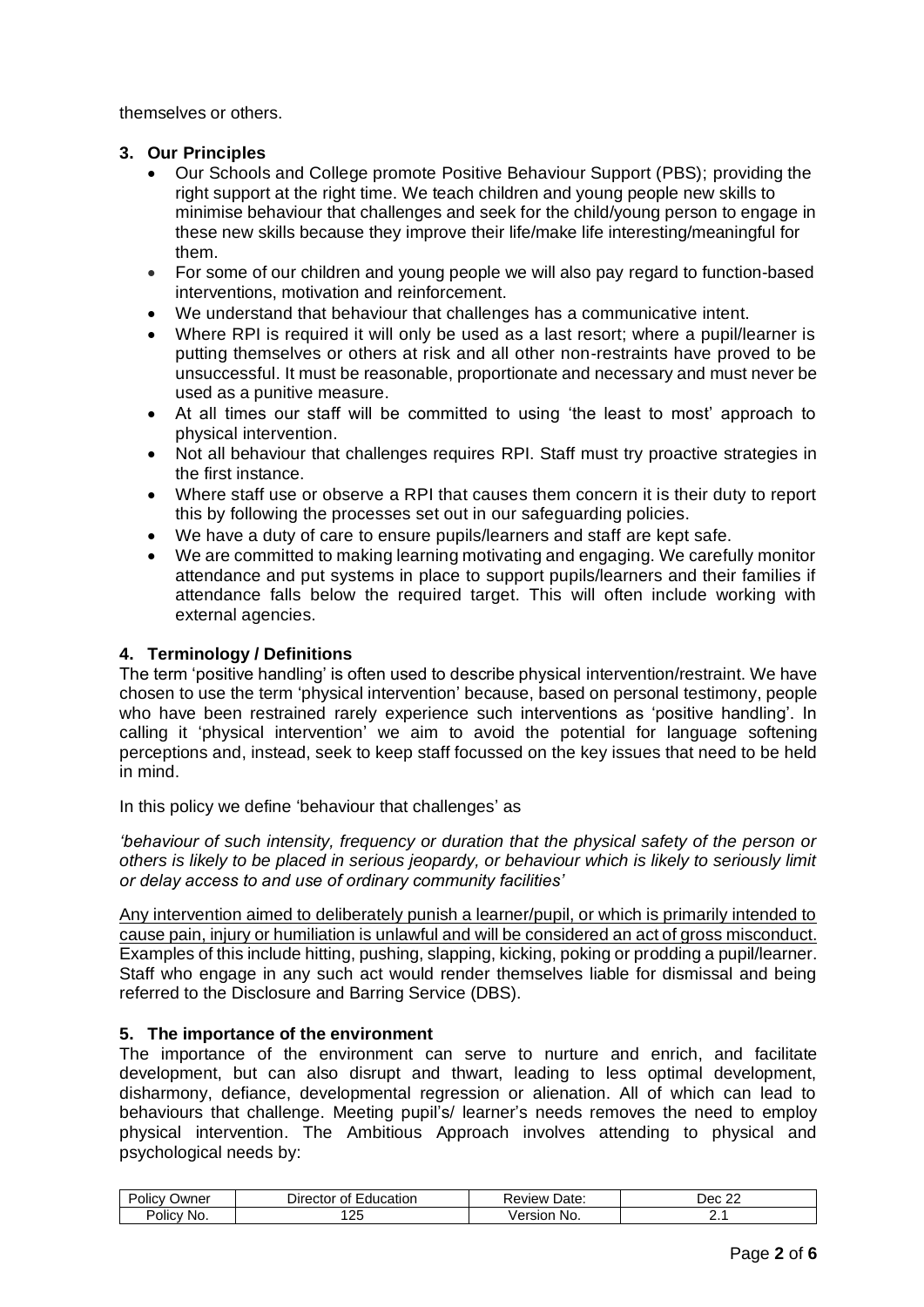themselves or others.

## 3. Our Principles

- Our Schools and College promote Positive Behaviour Support (PBS); providing the right support at the right time. We teach children and young people new skills to minimise behaviour that challenges and seek for the child/young person to engage in these new skills because they improve their life/make life interesting/meaningful for them.
- For some of our children and young people we will also pay regard to function-based interventions, motivation and reinforcement.
- We understand that behaviour that challenges has a communicative intent.
- Where RPI is required it will only be used as a last resort; where a pupil/learner is putting themselves or others at risk and all other non-restraints have proved to be unsuccessful. It must be reasonable, proportionate and necessary and must never be used as a punitive measure.
- At all times our staff will be committed to using 'the least to most' approach to physical intervention.
- Not all behaviour that challenges requires RPI. Staff must try proactive strategies in the first instance.
- Where staff use or observe a RPI that causes them concern it is their duty to report this by following the processes set out in our safeguarding policies.
- We have a duty of care to ensure pupils/learners and staff are kept safe.
- We are committed to making learning motivating and engaging. We carefully monitor attendance and put systems in place to support pupils/learners and their families if attendance falls below the required target. This will often include working with external agencies.

## 4. Terminology / Definitions

The term 'positive handling' is often used to describe physical intervention/restraint. We have chosen to use the term 'physical intervention' because, based on personal testimony, people who have been restrained rarely experience such interventions as 'positive handling'. In calling it 'physical intervention' we aim to avoid the potential for language softening perceptions and, instead, seek to keep staff focussed on the key issues that need to be held in mind.

In this policy we define 'behaviour that challenges' as

*'behaviour of such intensity, frequency or duration that the physical safety of the person or others is likely to be placed in serious jeopardy, or behaviour which is likely to seriously limit or delay access to and use of ordinary community facilities'*

<u>Any intervention aimed to deliberately punish a learner/pupil, or which is primarily intended to cause pain, injury or humiliation is unlawful and will be considered an act of gross misconduct.</u> Examples of this include hitting, pushing, slapping, kicking, poking or prodding a pupil/learner. Staff who engage in any such act would render themselves liable for dismissal and being referred to the Disclosure and Barring Service (DBS).

## 5. The importance of the environment

The importance of the environment can serve to nurture and enrich, and facilitate development, but can also disrupt and thwart, leading to less optimal development, disharmony, defiance, developmental regression or alienation. All of which can lead to behaviours that challenge. Meeting pupil's/ learner's needs removes the need to employ physical intervention. The Ambitious Approach involves attending to physical and psychological needs by:

| Policy Owner | Director of Education | Review Date: | Dec 22 |
|---|---|---|---|
| Policy No. | 125 | Version No. | 2.1 |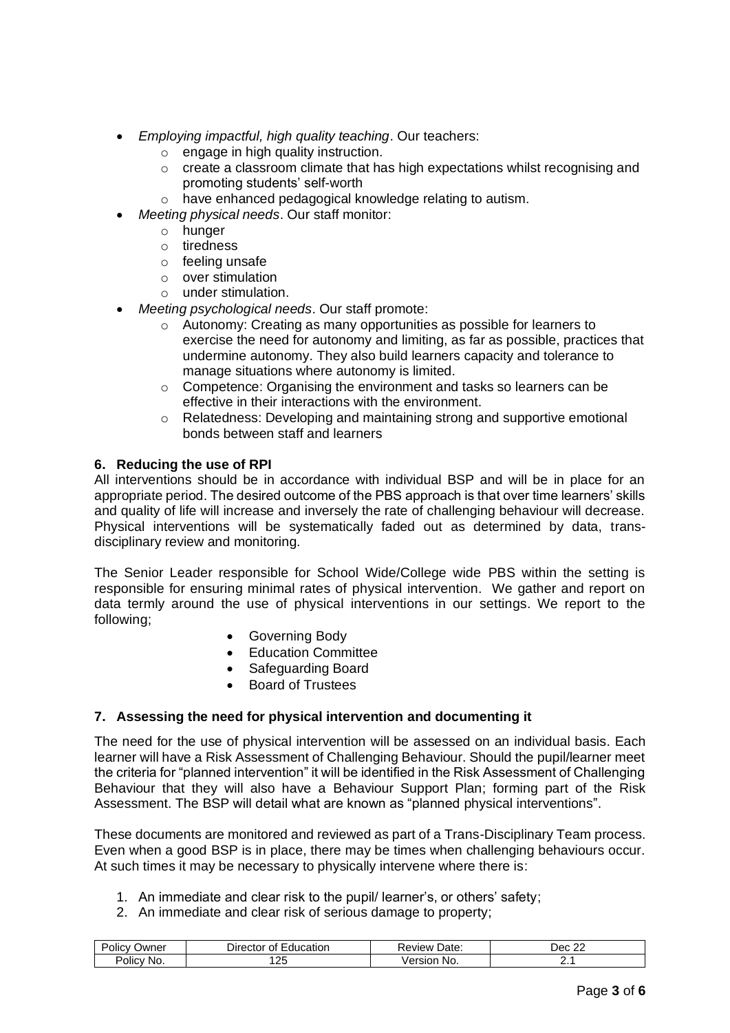- *Employing impactful, high quality teaching*. Our teachers:
  - engage in high quality instruction.
  - create a classroom climate that has high expectations whilst recognising and promoting students' self-worth
  - have enhanced pedagogical knowledge relating to autism.
- *Meeting physical needs*. Our staff monitor:
  - hunger
  - tiredness
  - feeling unsafe
  - over stimulation
  - under stimulation.
- *Meeting psychological needs*. Our staff promote:
  - Autonomy: Creating as many opportunities as possible for learners to exercise the need for autonomy and limiting, as far as possible, practices that undermine autonomy. They also build learners capacity and tolerance to manage situations where autonomy is limited.
  - Competence: Organising the environment and tasks so learners can be effective in their interactions with the environment.
  - Relatedness: Developing and maintaining strong and supportive emotional bonds between staff and learners

## 6. Reducing the use of RPI

All interventions should be in accordance with individual BSP and will be in place for an appropriate period. The desired outcome of the PBS approach is that over time learners' skills and quality of life will increase and inversely the rate of challenging behaviour will decrease. Physical interventions will be systematically faded out as determined by data, trans-disciplinary review and monitoring.

The Senior Leader responsible for School Wide/College wide PBS within the setting is responsible for ensuring minimal rates of physical intervention. We gather and report on data termly around the use of physical interventions in our settings. We report to the following;

- Governing Body
- Education Committee
- Safeguarding Board
- Board of Trustees

## 7. Assessing the need for physical intervention and documenting it

The need for the use of physical intervention will be assessed on an individual basis. Each learner will have a Risk Assessment of Challenging Behaviour. Should the pupil/learner meet the criteria for "planned intervention" it will be identified in the Risk Assessment of Challenging Behaviour that they will also have a Behaviour Support Plan; forming part of the Risk Assessment. The BSP will detail what are known as "planned physical interventions".

These documents are monitored and reviewed as part of a Trans-Disciplinary Team process. Even when a good BSP is in place, there may be times when challenging behaviours occur. At such times it may be necessary to physically intervene where there is:

1. An immediate and clear risk to the pupil/ learner's, or others' safety;
2. An immediate and clear risk of serious damage to property;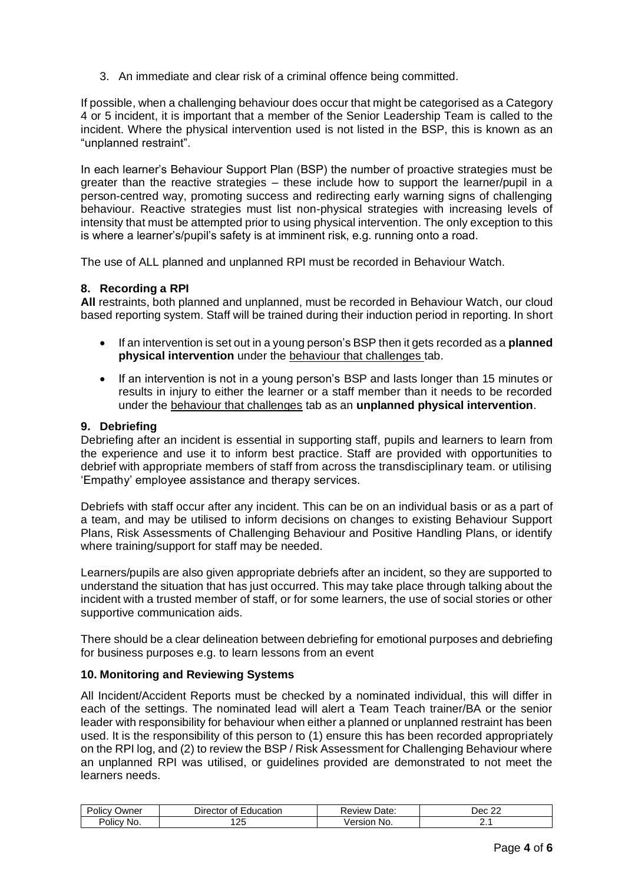3. An immediate and clear risk of a criminal offence being committed.

If possible, when a challenging behaviour does occur that might be categorised as a Category 4 or 5 incident, it is important that a member of the Senior Leadership Team is called to the incident. Where the physical intervention used is not listed in the BSP, this is known as an "unplanned restraint".

In each learner's Behaviour Support Plan (BSP) the number of proactive strategies must be greater than the reactive strategies – these include how to support the learner/pupil in a person-centred way, promoting success and redirecting early warning signs of challenging behaviour. Reactive strategies must list non-physical strategies with increasing levels of intensity that must be attempted prior to using physical intervention. The only exception to this is where a learner's/pupil's safety is at imminent risk, e.g. running onto a road.

The use of ALL planned and unplanned RPI must be recorded in Behaviour Watch.

## 8. Recording a RPI

**All** restraints, both planned and unplanned, must be recorded in Behaviour Watch, our cloud based reporting system. Staff will be trained during their induction period in reporting. In short

- If an intervention is set out in a young person's BSP then it gets recorded as a **planned physical intervention** under the behaviour that challenges tab.
- If an intervention is not in a young person's BSP and lasts longer than 15 minutes or results in injury to either the learner or a staff member than it needs to be recorded under the behaviour that challenges tab as an **unplanned physical intervention**.

## 9. Debriefing

Debriefing after an incident is essential in supporting staff, pupils and learners to learn from the experience and use it to inform best practice. Staff are provided with opportunities to debrief with appropriate members of staff from across the transdisciplinary team. or utilising 'Empathy' employee assistance and therapy services.

Debriefs with staff occur after any incident. This can be on an individual basis or as a part of a team, and may be utilised to inform decisions on changes to existing Behaviour Support Plans, Risk Assessments of Challenging Behaviour and Positive Handling Plans, or identify where training/support for staff may be needed.

Learners/pupils are also given appropriate debriefs after an incident, so they are supported to understand the situation that has just occurred. This may take place through talking about the incident with a trusted member of staff, or for some learners, the use of social stories or other supportive communication aids.

There should be a clear delineation between debriefing for emotional purposes and debriefing for business purposes e.g. to learn lessons from an event

## 10. Monitoring and Reviewing Systems

All Incident/Accident Reports must be checked by a nominated individual, this will differ in each of the settings. The nominated lead will alert a Team Teach trainer/BA or the senior leader with responsibility for behaviour when either a planned or unplanned restraint has been used. It is the responsibility of this person to (1) ensure this has been recorded appropriately on the RPI log, and (2) to review the BSP / Risk Assessment for Challenging Behaviour where an unplanned RPI was utilised, or guidelines provided are demonstrated to not meet the learners needs.

| Policy Owner | Director of Education | Review Date: | Dec 22 |
|---|---|---|---|
| Policy No. | 125 | Version No. | 2.1 |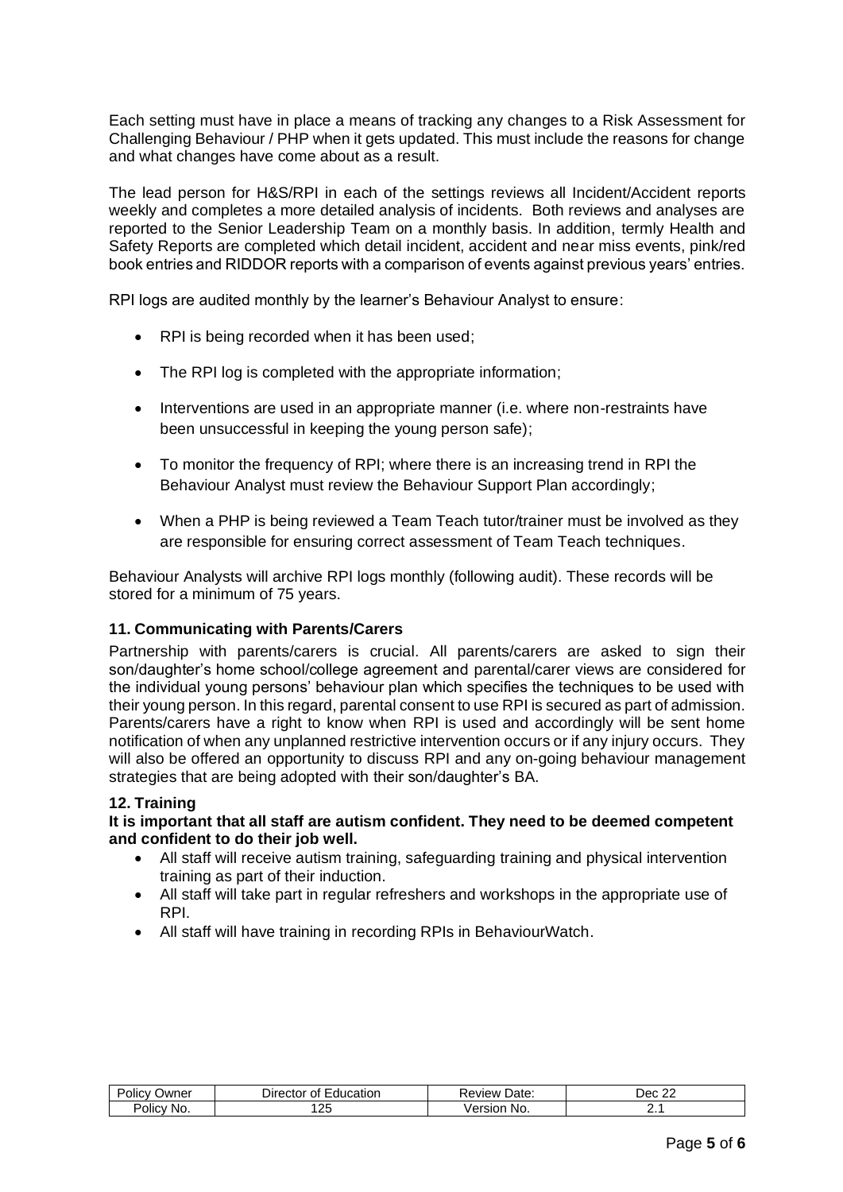Each setting must have in place a means of tracking any changes to a Risk Assessment for Challenging Behaviour / PHP when it gets updated. This must include the reasons for change and what changes have come about as a result.

The lead person for H&S/RPI in each of the settings reviews all Incident/Accident reports weekly and completes a more detailed analysis of incidents. Both reviews and analyses are reported to the Senior Leadership Team on a monthly basis. In addition, termly Health and Safety Reports are completed which detail incident, accident and near miss events, pink/red book entries and RIDDOR reports with a comparison of events against previous years' entries.

RPI logs are audited monthly by the learner's Behaviour Analyst to ensure:

- RPI is being recorded when it has been used;
- The RPI log is completed with the appropriate information;
- Interventions are used in an appropriate manner (i.e. where non-restraints have been unsuccessful in keeping the young person safe);
- To monitor the frequency of RPI; where there is an increasing trend in RPI the Behaviour Analyst must review the Behaviour Support Plan accordingly;
- When a PHP is being reviewed a Team Teach tutor/trainer must be involved as they are responsible for ensuring correct assessment of Team Teach techniques.

Behaviour Analysts will archive RPI logs monthly (following audit). These records will be stored for a minimum of 75 years.

## 11. Communicating with Parents/Carers

Partnership with parents/carers is crucial. All parents/carers are asked to sign their son/daughter's home school/college agreement and parental/carer views are considered for the individual young persons' behaviour plan which specifies the techniques to be used with their young person. In this regard, parental consent to use RPI is secured as part of admission. Parents/carers have a right to know when RPI is used and accordingly will be sent home notification of when any unplanned restrictive intervention occurs or if any injury occurs. They will also be offered an opportunity to discuss RPI and any on-going behaviour management strategies that are being adopted with their son/daughter's BA.

## 12. Training

**It is important that all staff are autism confident. They need to be deemed competent and confident to do their job well.**

- All staff will receive autism training, safeguarding training and physical intervention training as part of their induction.
- All staff will take part in regular refreshers and workshops in the appropriate use of RPI.
- All staff will have training in recording RPIs in BehaviourWatch.